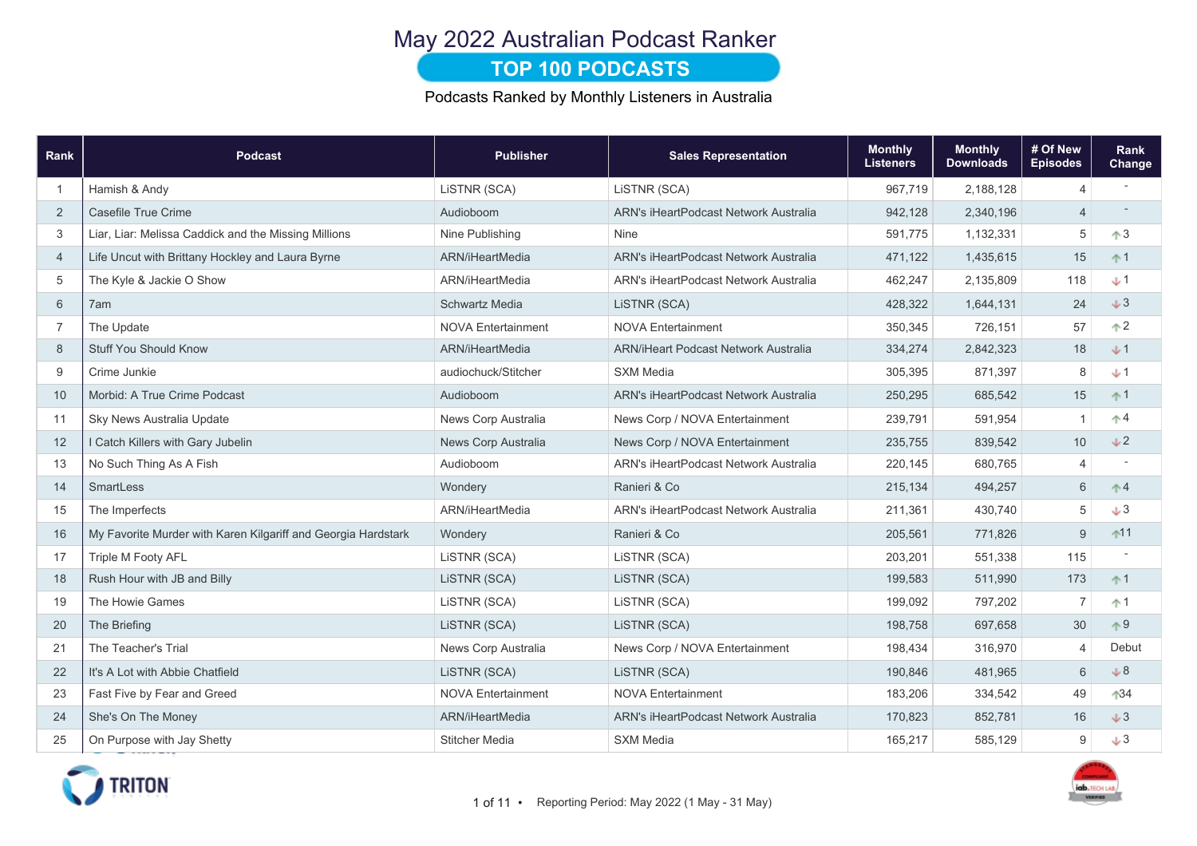# May 2022 Australian Podcast Ranker

## TOP 100 PODCASTS

Podcasts Ranked by Monthly Listeners in Australia

| Rank | Podcast | Publisher | Sales Representation | Monthly Listeners | Monthly Downloads | # Of New Episodes | Rank Change |
|---|---|---|---|---|---|---|---|
| 1 | Hamish & Andy | LiSTNR (SCA) | LiSTNR (SCA) | 967,719 | 2,188,128 | 4 | - |
| 2 | Casefile True Crime | Audioboom | ARN's iHeartPodcast Network Australia | 942,128 | 2,340,196 | 4 | - |
| 3 | Liar, Liar: Melissa Caddick and the Missing Millions | Nine Publishing | Nine | 591,775 | 1,132,331 | 5 | ↑3 |
| 4 | Life Uncut with Brittany Hockley and Laura Byrne | ARN/iHeartMedia | ARN's iHeartPodcast Network Australia | 471,122 | 1,435,615 | 15 | ↑1 |
| 5 | The Kyle & Jackie O Show | ARN/iHeartMedia | ARN's iHeartPodcast Network Australia | 462,247 | 2,135,809 | 118 | ↓1 |
| 6 | 7am | Schwartz Media | LiSTNR (SCA) | 428,322 | 1,644,131 | 24 | ↓3 |
| 7 | The Update | NOVA Entertainment | NOVA Entertainment | 350,345 | 726,151 | 57 | ↑2 |
| 8 | Stuff You Should Know | ARN/iHeartMedia | ARN/iHeart Podcast Network Australia | 334,274 | 2,842,323 | 18 | ↓1 |
| 9 | Crime Junkie | audiochuck/Stitcher | SXM Media | 305,395 | 871,397 | 8 | ↓1 |
| 10 | Morbid: A True Crime Podcast | Audioboom | ARN's iHeartPodcast Network Australia | 250,295 | 685,542 | 15 | ↑1 |
| 11 | Sky News Australia Update | News Corp Australia | News Corp / NOVA Entertainment | 239,791 | 591,954 | 1 | ↑4 |
| 12 | I Catch Killers with Gary Jubelin | News Corp Australia | News Corp / NOVA Entertainment | 235,755 | 839,542 | 10 | ↓2 |
| 13 | No Such Thing As A Fish | Audioboom | ARN's iHeartPodcast Network Australia | 220,145 | 680,765 | 4 | - |
| 14 | SmartLess | Wondery | Ranieri & Co | 215,134 | 494,257 | 6 | ↑4 |
| 15 | The Imperfects | ARN/iHeartMedia | ARN's iHeartPodcast Network Australia | 211,361 | 430,740 | 5 | ↓3 |
| 16 | My Favorite Murder with Karen Kilgariff and Georgia Hardstark | Wondery | Ranieri & Co | 205,561 | 771,826 | 9 | ↑11 |
| 17 | Triple M Footy AFL | LiSTNR (SCA) | LiSTNR (SCA) | 203,201 | 551,338 | 115 | - |
| 18 | Rush Hour with JB and Billy | LiSTNR (SCA) | LiSTNR (SCA) | 199,583 | 511,990 | 173 | ↑1 |
| 19 | The Howie Games | LiSTNR (SCA) | LiSTNR (SCA) | 199,092 | 797,202 | 7 | ↑1 |
| 20 | The Briefing | LiSTNR (SCA) | LiSTNR (SCA) | 198,758 | 697,658 | 30 | ↑9 |
| 21 | The Teacher's Trial | News Corp Australia | News Corp / NOVA Entertainment | 198,434 | 316,970 | 4 | Debut |
| 22 | It's A Lot with Abbie Chatfield | LiSTNR (SCA) | LiSTNR (SCA) | 190,846 | 481,965 | 6 | ↓8 |
| 23 | Fast Five by Fear and Greed | NOVA Entertainment | NOVA Entertainment | 183,206 | 334,542 | 49 | ↑34 |
| 24 | She's On The Money | ARN/iHeartMedia | ARN's iHeartPodcast Network Australia | 170,823 | 852,781 | 16 | ↓3 |
| 25 | On Purpose with Jay Shetty | Stitcher Media | SXM Media | 165,217 | 585,129 | 9 | ↓3 |

Reporting Period: May 2022 (1 May - 31 May)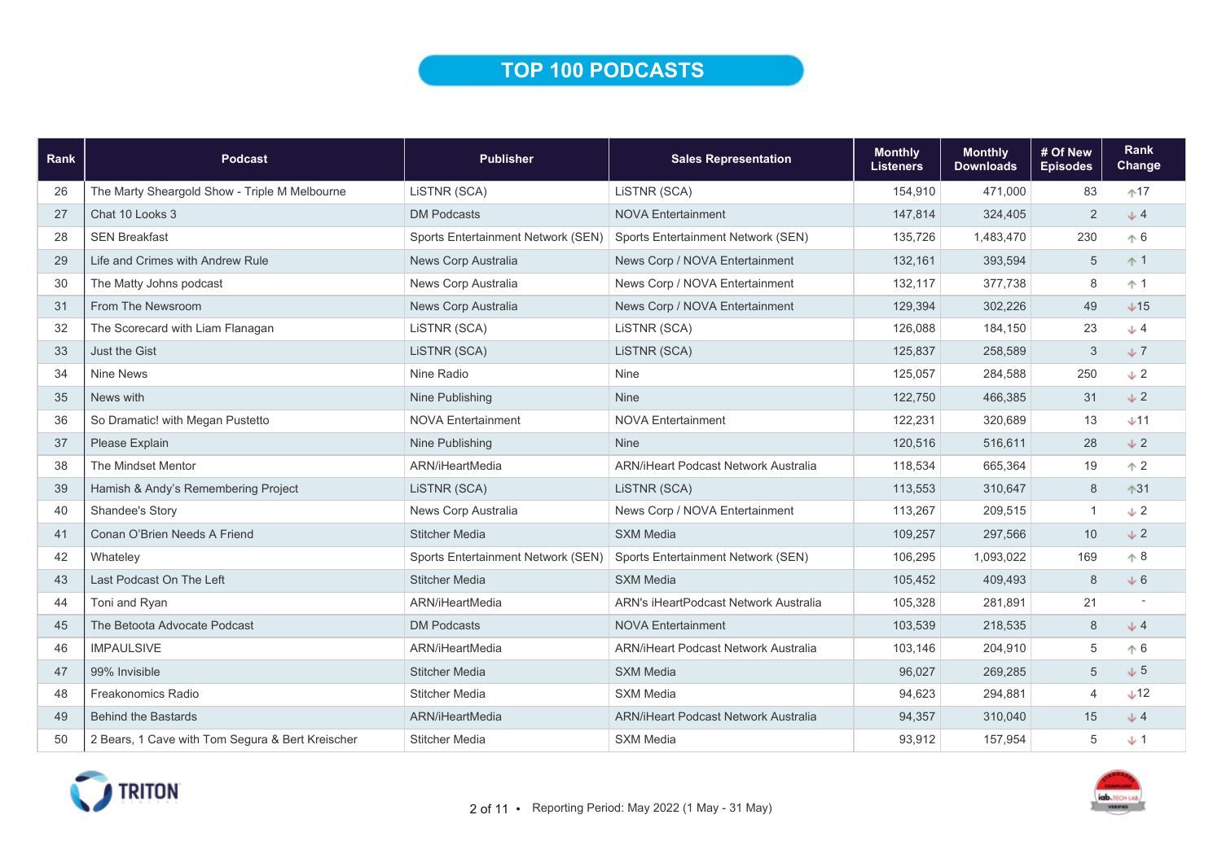# TOP 100 PODCASTS

| Rank | Podcast | Publisher | Sales Representation | Monthly Listeners | Monthly Downloads | # Of New Episodes | Rank Change |
|---|---|---|---|---|---|---|---|
| 26 | The Marty Sheargold Show - Triple M Melbourne | LiSTNR (SCA) | LiSTNR (SCA) | 154,910 | 471,000 | 83 | ↑17 |
| 27 | Chat 10 Looks 3 | DM Podcasts | NOVA Entertainment | 147,814 | 324,405 | 2 | ↓ 4 |
| 28 | SEN Breakfast | Sports Entertainment Network (SEN) | Sports Entertainment Network (SEN) | 135,726 | 1,483,470 | 230 | ↑ 6 |
| 29 | Life and Crimes with Andrew Rule | News Corp Australia | News Corp / NOVA Entertainment | 132,161 | 393,594 | 5 | ↑ 1 |
| 30 | The Matty Johns podcast | News Corp Australia | News Corp / NOVA Entertainment | 132,117 | 377,738 | 8 | ↑ 1 |
| 31 | From The Newsroom | News Corp Australia | News Corp / NOVA Entertainment | 129,394 | 302,226 | 49 | ↓15 |
| 32 | The Scorecard with Liam Flanagan | LiSTNR (SCA) | LiSTNR (SCA) | 126,088 | 184,150 | 23 | ↓ 4 |
| 33 | Just the Gist | LiSTNR (SCA) | LiSTNR (SCA) | 125,837 | 258,589 | 3 | ↓ 7 |
| 34 | Nine News | Nine Radio | Nine | 125,057 | 284,588 | 250 | ↓ 2 |
| 35 | News with | Nine Publishing | Nine | 122,750 | 466,385 | 31 | ↓ 2 |
| 36 | So Dramatic! with Megan Pustetto | NOVA Entertainment | NOVA Entertainment | 122,231 | 320,689 | 13 | ↓11 |
| 37 | Please Explain | Nine Publishing | Nine | 120,516 | 516,611 | 28 | ↓ 2 |
| 38 | The Mindset Mentor | ARN/iHeartMedia | ARN/iHeart Podcast Network Australia | 118,534 | 665,364 | 19 | ↑ 2 |
| 39 | Hamish & Andy's Remembering Project | LiSTNR (SCA) | LiSTNR (SCA) | 113,553 | 310,647 | 8 | ↑31 |
| 40 | Shandee's Story | News Corp Australia | News Corp / NOVA Entertainment | 113,267 | 209,515 | 1 | ↓ 2 |
| 41 | Conan O'Brien Needs A Friend | Stitcher Media | SXM Media | 109,257 | 297,566 | 10 | ↓ 2 |
| 42 | Whateley | Sports Entertainment Network (SEN) | Sports Entertainment Network (SEN) | 106,295 | 1,093,022 | 169 | ↑ 8 |
| 43 | Last Podcast On The Left | Stitcher Media | SXM Media | 105,452 | 409,493 | 8 | ↓ 6 |
| 44 | Toni and Ryan | ARN/iHeartMedia | ARN's iHeartPodcast Network Australia | 105,328 | 281,891 | 21 | - |
| 45 | The Betoota Advocate Podcast | DM Podcasts | NOVA Entertainment | 103,539 | 218,535 | 8 | ↓ 4 |
| 46 | IMPAULSIVE | ARN/iHeartMedia | ARN/iHeart Podcast Network Australia | 103,146 | 204,910 | 5 | ↑ 6 |
| 47 | 99% Invisible | Stitcher Media | SXM Media | 96,027 | 269,285 | 5 | ↓ 5 |
| 48 | Freakonomics Radio | Stitcher Media | SXM Media | 94,623 | 294,881 | 4 | ↓12 |
| 49 | Behind the Bastards | ARN/iHeartMedia | ARN/iHeart Podcast Network Australia | 94,357 | 310,040 | 15 | ↓ 4 |
| 50 | 2 Bears, 1 Cave with Tom Segura & Bert Kreischer | Stitcher Media | SXM Media | 93,912 | 157,954 | 5 | ↓ 1 |

Reporting Period: May 2022 (1 May - 31 May)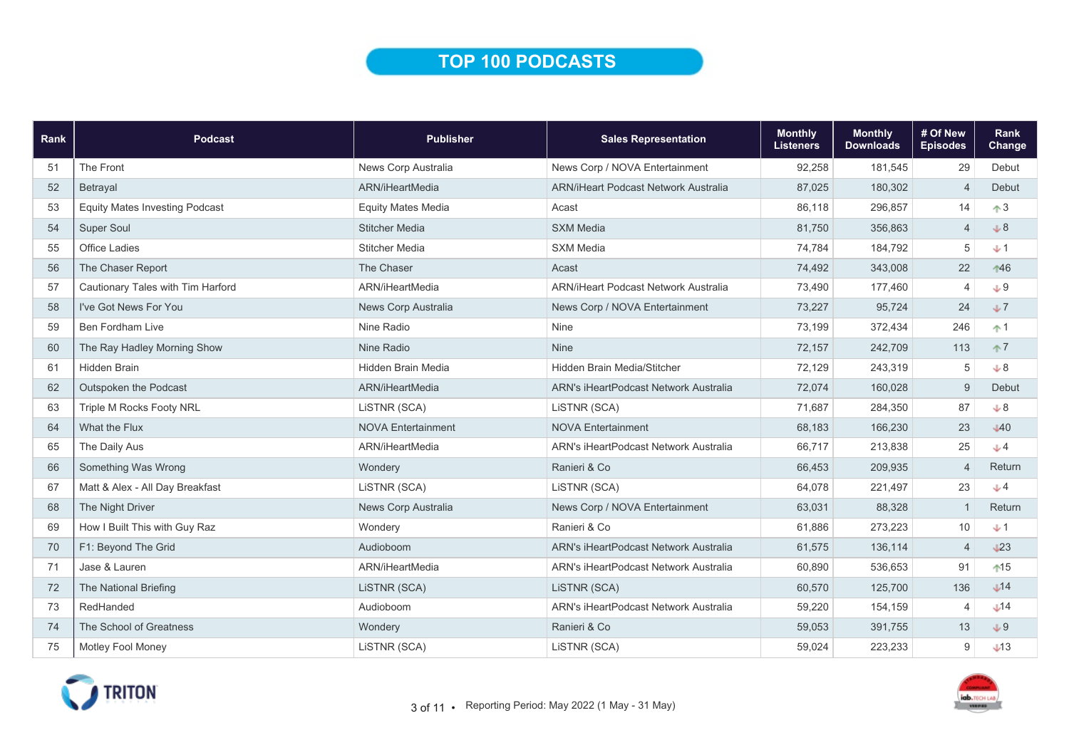# TOP 100 PODCASTS

| Rank | Podcast | Publisher | Sales Representation | Monthly Listeners | Monthly Downloads | # Of New Episodes | Rank Change |
|---|---|---|---|---|---|---|---|
| 51 | The Front | News Corp Australia | News Corp / NOVA Entertainment | 92,258 | 181,545 | 29 | Debut |
| 52 | Betrayal | ARN/iHeartMedia | ARN/iHeart Podcast Network Australia | 87,025 | 180,302 | 4 | Debut |
| 53 | Equity Mates Investing Podcast | Equity Mates Media | Acast | 86,118 | 296,857 | 14 | ↑3 |
| 54 | Super Soul | Stitcher Media | SXM Media | 81,750 | 356,863 | 4 | ↓8 |
| 55 | Office Ladies | Stitcher Media | SXM Media | 74,784 | 184,792 | 5 | ↓1 |
| 56 | The Chaser Report | The Chaser | Acast | 74,492 | 343,008 | 22 | ↑46 |
| 57 | Cautionary Tales with Tim Harford | ARN/iHeartMedia | ARN/iHeart Podcast Network Australia | 73,490 | 177,460 | 4 | ↓9 |
| 58 | I've Got News For You | News Corp Australia | News Corp / NOVA Entertainment | 73,227 | 95,724 | 24 | ↓7 |
| 59 | Ben Fordham Live | Nine Radio | Nine | 73,199 | 372,434 | 246 | ↑1 |
| 60 | The Ray Hadley Morning Show | Nine Radio | Nine | 72,157 | 242,709 | 113 | ↑7 |
| 61 | Hidden Brain | Hidden Brain Media | Hidden Brain Media/Stitcher | 72,129 | 243,319 | 5 | ↓8 |
| 62 | Outspoken the Podcast | ARN/iHeartMedia | ARN's iHeartPodcast Network Australia | 72,074 | 160,028 | 9 | Debut |
| 63 | Triple M Rocks Footy NRL | LiSTNR (SCA) | LiSTNR (SCA) | 71,687 | 284,350 | 87 | ↓8 |
| 64 | What the Flux | NOVA Entertainment | NOVA Entertainment | 68,183 | 166,230 | 23 | ↓40 |
| 65 | The Daily Aus | ARN/iHeartMedia | ARN's iHeartPodcast Network Australia | 66,717 | 213,838 | 25 | ↓4 |
| 66 | Something Was Wrong | Wondery | Ranieri & Co | 66,453 | 209,935 | 4 | Return |
| 67 | Matt & Alex - All Day Breakfast | LiSTNR (SCA) | LiSTNR (SCA) | 64,078 | 221,497 | 23 | ↓4 |
| 68 | The Night Driver | News Corp Australia | News Corp / NOVA Entertainment | 63,031 | 88,328 | 1 | Return |
| 69 | How I Built This with Guy Raz | Wondery | Ranieri & Co | 61,886 | 273,223 | 10 | ↓1 |
| 70 | F1: Beyond The Grid | Audioboom | ARN's iHeartPodcast Network Australia | 61,575 | 136,114 | 4 | ↓23 |
| 71 | Jase & Lauren | ARN/iHeartMedia | ARN's iHeartPodcast Network Australia | 60,890 | 536,653 | 91 | ↑15 |
| 72 | The National Briefing | LiSTNR (SCA) | LiSTNR (SCA) | 60,570 | 125,700 | 136 | ↓14 |
| 73 | RedHanded | Audioboom | ARN's iHeartPodcast Network Australia | 59,220 | 154,159 | 4 | ↓14 |
| 74 | The School of Greatness | Wondery | Ranieri & Co | 59,053 | 391,755 | 13 | ↓9 |
| 75 | Motley Fool Money | LiSTNR (SCA) | LiSTNR (SCA) | 59,024 | 223,233 | 9 | ↓13 |

Reporting Period: May 2022 (1 May - 31 May)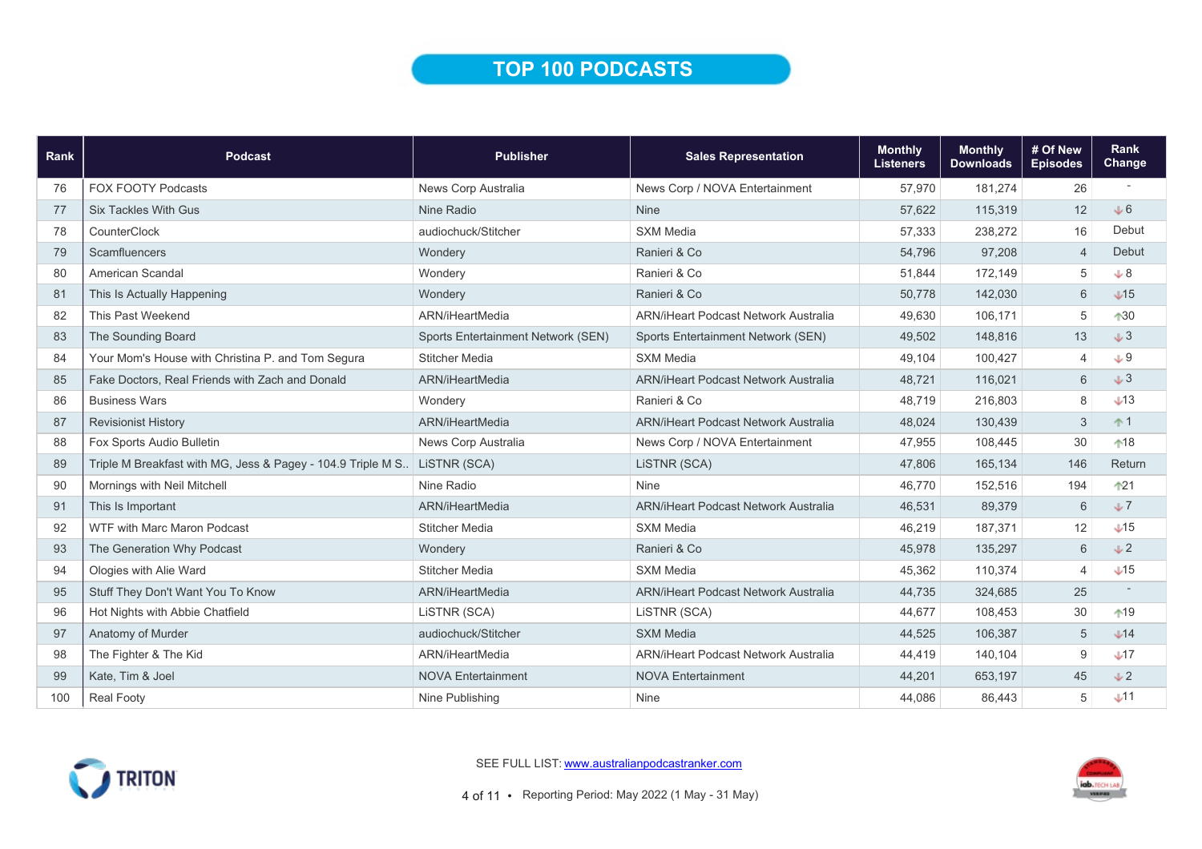# TOP 100 PODCASTS

| Rank | Podcast | Publisher | Sales Representation | Monthly Listeners | Monthly Downloads | # Of New Episodes | Rank Change |
|---|---|---|---|---|---|---|---|
| 76 | FOX FOOTY Podcasts | News Corp Australia | News Corp / NOVA Entertainment | 57,970 | 181,274 | 26 | - |
| 77 | Six Tackles With Gus | Nine Radio | Nine | 57,622 | 115,319 | 12 | ↓6 |
| 78 | CounterClock | audiochuck/Stitcher | SXM Media | 57,333 | 238,272 | 16 | Debut |
| 79 | Scamfluencers | Wondery | Ranieri & Co | 54,796 | 97,208 | 4 | Debut |
| 80 | American Scandal | Wondery | Ranieri & Co | 51,844 | 172,149 | 5 | ↓8 |
| 81 | This Is Actually Happening | Wondery | Ranieri & Co | 50,778 | 142,030 | 6 | ↓15 |
| 82 | This Past Weekend | ARN/iHeartMedia | ARN/iHeart Podcast Network Australia | 49,630 | 106,171 | 5 | ↑30 |
| 83 | The Sounding Board | Sports Entertainment Network (SEN) | Sports Entertainment Network (SEN) | 49,502 | 148,816 | 13 | ↓3 |
| 84 | Your Mom's House with Christina P. and Tom Segura | Stitcher Media | SXM Media | 49,104 | 100,427 | 4 | ↓9 |
| 85 | Fake Doctors, Real Friends with Zach and Donald | ARN/iHeartMedia | ARN/iHeart Podcast Network Australia | 48,721 | 116,021 | 6 | ↓3 |
| 86 | Business Wars | Wondery | Ranieri & Co | 48,719 | 216,803 | 8 | ↓13 |
| 87 | Revisionist History | ARN/iHeartMedia | ARN/iHeart Podcast Network Australia | 48,024 | 130,439 | 3 | ↑1 |
| 88 | Fox Sports Audio Bulletin | News Corp Australia | News Corp / NOVA Entertainment | 47,955 | 108,445 | 30 | ↑18 |
| 89 | Triple M Breakfast with MG, Jess & Pagey - 104.9 Triple M S.. | LiSTNR (SCA) | LiSTNR (SCA) | 47,806 | 165,134 | 146 | Return |
| 90 | Mornings with Neil Mitchell | Nine Radio | Nine | 46,770 | 152,516 | 194 | ↑21 |
| 91 | This Is Important | ARN/iHeartMedia | ARN/iHeart Podcast Network Australia | 46,531 | 89,379 | 6 | ↓7 |
| 92 | WTF with Marc Maron Podcast | Stitcher Media | SXM Media | 46,219 | 187,371 | 12 | ↓15 |
| 93 | The Generation Why Podcast | Wondery | Ranieri & Co | 45,978 | 135,297 | 6 | ↓2 |
| 94 | Ologies with Alie Ward | Stitcher Media | SXM Media | 45,362 | 110,374 | 4 | ↓15 |
| 95 | Stuff They Don't Want You To Know | ARN/iHeartMedia | ARN/iHeart Podcast Network Australia | 44,735 | 324,685 | 25 | - |
| 96 | Hot Nights with Abbie Chatfield | LiSTNR (SCA) | LiSTNR (SCA) | 44,677 | 108,453 | 30 | ↑19 |
| 97 | Anatomy of Murder | audiochuck/Stitcher | SXM Media | 44,525 | 106,387 | 5 | ↓14 |
| 98 | The Fighter & The Kid | ARN/iHeartMedia | ARN/iHeart Podcast Network Australia | 44,419 | 140,104 | 9 | ↓17 |
| 99 | Kate, Tim & Joel | NOVA Entertainment | NOVA Entertainment | 44,201 | 653,197 | 45 | ↓2 |
| 100 | Real Footy | Nine Publishing | Nine | 44,086 | 86,443 | 5 | ↓11 |

SEE FULL LIST: www.australianpodcastranker.com

Reporting Period: May 2022 (1 May - 31 May)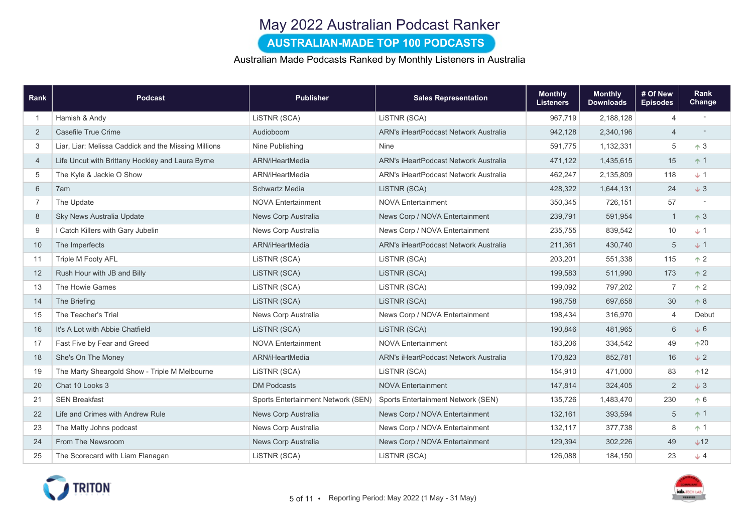# May 2022 Australian Podcast Ranker

## AUSTRALIAN-MADE TOP 100 PODCASTS

Australian Made Podcasts Ranked by Monthly Listeners in Australia

| Rank | Podcast | Publisher | Sales Representation | Monthly Listeners | Monthly Downloads | # Of New Episodes | Rank Change |
|---|---|---|---|---|---|---|---|
| 1 | Hamish & Andy | LiSTNR (SCA) | LiSTNR (SCA) | 967,719 | 2,188,128 | 4 | - |
| 2 | Casefile True Crime | Audioboom | ARN's iHeartPodcast Network Australia | 942,128 | 2,340,196 | 4 | - |
| 3 | Liar, Liar: Melissa Caddick and the Missing Millions | Nine Publishing | Nine | 591,775 | 1,132,331 | 5 | ↑ 3 |
| 4 | Life Uncut with Brittany Hockley and Laura Byrne | ARN/iHeartMedia | ARN's iHeartPodcast Network Australia | 471,122 | 1,435,615 | 15 | ↑ 1 |
| 5 | The Kyle & Jackie O Show | ARN/iHeartMedia | ARN's iHeartPodcast Network Australia | 462,247 | 2,135,809 | 118 | ↓ 1 |
| 6 | 7am | Schwartz Media | LiSTNR (SCA) | 428,322 | 1,644,131 | 24 | ↓ 3 |
| 7 | The Update | NOVA Entertainment | NOVA Entertainment | 350,345 | 726,151 | 57 | - |
| 8 | Sky News Australia Update | News Corp Australia | News Corp / NOVA Entertainment | 239,791 | 591,954 | 1 | ↑ 3 |
| 9 | I Catch Killers with Gary Jubelin | News Corp Australia | News Corp / NOVA Entertainment | 235,755 | 839,542 | 10 | ↓ 1 |
| 10 | The Imperfects | ARN/iHeartMedia | ARN's iHeartPodcast Network Australia | 211,361 | 430,740 | 5 | ↓ 1 |
| 11 | Triple M Footy AFL | LiSTNR (SCA) | LiSTNR (SCA) | 203,201 | 551,338 | 115 | ↑ 2 |
| 12 | Rush Hour with JB and Billy | LiSTNR (SCA) | LiSTNR (SCA) | 199,583 | 511,990 | 173 | ↑ 2 |
| 13 | The Howie Games | LiSTNR (SCA) | LiSTNR (SCA) | 199,092 | 797,202 | 7 | ↑ 2 |
| 14 | The Briefing | LiSTNR (SCA) | LiSTNR (SCA) | 198,758 | 697,658 | 30 | ↑ 8 |
| 15 | The Teacher's Trial | News Corp Australia | News Corp / NOVA Entertainment | 198,434 | 316,970 | 4 | Debut |
| 16 | It's A Lot with Abbie Chatfield | LiSTNR (SCA) | LiSTNR (SCA) | 190,846 | 481,965 | 6 | ↓ 6 |
| 17 | Fast Five by Fear and Greed | NOVA Entertainment | NOVA Entertainment | 183,206 | 334,542 | 49 | ↑ 20 |
| 18 | She's On The Money | ARN/iHeartMedia | ARN's iHeartPodcast Network Australia | 170,823 | 852,781 | 16 | ↓ 2 |
| 19 | The Marty Sheargold Show - Triple M Melbourne | LiSTNR (SCA) | LiSTNR (SCA) | 154,910 | 471,000 | 83 | ↑ 12 |
| 20 | Chat 10 Looks 3 | DM Podcasts | NOVA Entertainment | 147,814 | 324,405 | 2 | ↓ 3 |
| 21 | SEN Breakfast | Sports Entertainment Network (SEN) | Sports Entertainment Network (SEN) | 135,726 | 1,483,470 | 230 | ↑ 6 |
| 22 | Life and Crimes with Andrew Rule | News Corp Australia | News Corp / NOVA Entertainment | 132,161 | 393,594 | 5 | ↑ 1 |
| 23 | The Matty Johns podcast | News Corp Australia | News Corp / NOVA Entertainment | 132,117 | 377,738 | 8 | ↑ 1 |
| 24 | From The Newsroom | News Corp Australia | News Corp / NOVA Entertainment | 129,394 | 302,226 | 49 | ↓ 12 |
| 25 | The Scorecard with Liam Flanagan | LiSTNR (SCA) | LiSTNR (SCA) | 126,088 | 184,150 | 23 | ↓ 4 |

Reporting Period: May 2022 (1 May - 31 May)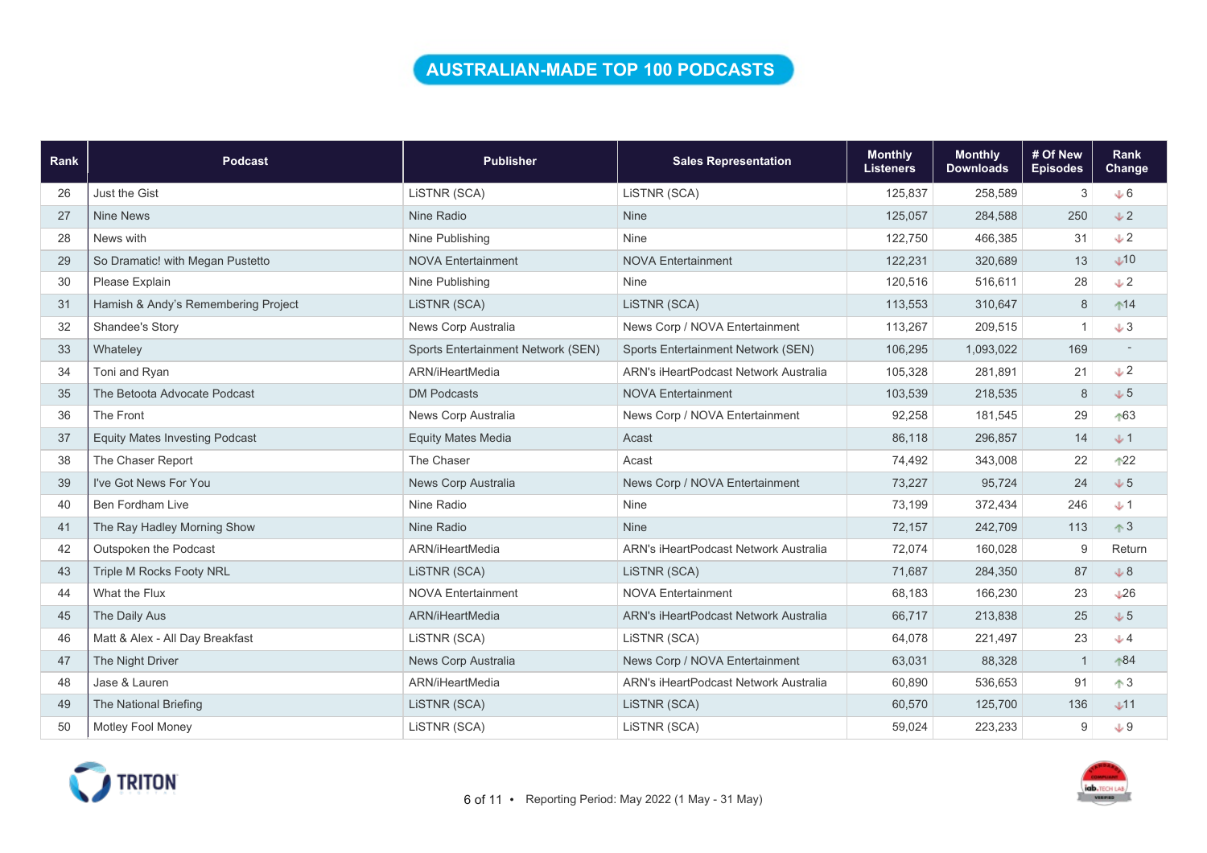# AUSTRALIAN-MADE TOP 100 PODCASTS

| Rank | Podcast | Publisher | Sales Representation | Monthly Listeners | Monthly Downloads | # Of New Episodes | Rank Change |
|---|---|---|---|---|---|---|---|
| 26 | Just the Gist | LiSTNR (SCA) | LiSTNR (SCA) | 125,837 | 258,589 | 3 | ↓6 |
| 27 | Nine News | Nine Radio | Nine | 125,057 | 284,588 | 250 | ↓2 |
| 28 | News with | Nine Publishing | Nine | 122,750 | 466,385 | 31 | ↓2 |
| 29 | So Dramatic! with Megan Pustetto | NOVA Entertainment | NOVA Entertainment | 122,231 | 320,689 | 13 | ↓10 |
| 30 | Please Explain | Nine Publishing | Nine | 120,516 | 516,611 | 28 | ↓2 |
| 31 | Hamish & Andy's Remembering Project | LiSTNR (SCA) | LiSTNR (SCA) | 113,553 | 310,647 | 8 | ↑14 |
| 32 | Shandee's Story | News Corp Australia | News Corp / NOVA Entertainment | 113,267 | 209,515 | 1 | ↓3 |
| 33 | Whateley | Sports Entertainment Network (SEN) | Sports Entertainment Network (SEN) | 106,295 | 1,093,022 | 169 | - |
| 34 | Toni and Ryan | ARN/iHeartMedia | ARN's iHeartPodcast Network Australia | 105,328 | 281,891 | 21 | ↓2 |
| 35 | The Betoota Advocate Podcast | DM Podcasts | NOVA Entertainment | 103,539 | 218,535 | 8 | ↓5 |
| 36 | The Front | News Corp Australia | News Corp / NOVA Entertainment | 92,258 | 181,545 | 29 | ↑63 |
| 37 | Equity Mates Investing Podcast | Equity Mates Media | Acast | 86,118 | 296,857 | 14 | ↓1 |
| 38 | The Chaser Report | The Chaser | Acast | 74,492 | 343,008 | 22 | ↑22 |
| 39 | I've Got News For You | News Corp Australia | News Corp / NOVA Entertainment | 73,227 | 95,724 | 24 | ↓5 |
| 40 | Ben Fordham Live | Nine Radio | Nine | 73,199 | 372,434 | 246 | ↓1 |
| 41 | The Ray Hadley Morning Show | Nine Radio | Nine | 72,157 | 242,709 | 113 | ↑3 |
| 42 | Outspoken the Podcast | ARN/iHeartMedia | ARN's iHeartPodcast Network Australia | 72,074 | 160,028 | 9 | Return |
| 43 | Triple M Rocks Footy NRL | LiSTNR (SCA) | LiSTNR (SCA) | 71,687 | 284,350 | 87 | ↓8 |
| 44 | What the Flux | NOVA Entertainment | NOVA Entertainment | 68,183 | 166,230 | 23 | ↓26 |
| 45 | The Daily Aus | ARN/iHeartMedia | ARN's iHeartPodcast Network Australia | 66,717 | 213,838 | 25 | ↓5 |
| 46 | Matt & Alex - All Day Breakfast | LiSTNR (SCA) | LiSTNR (SCA) | 64,078 | 221,497 | 23 | ↓4 |
| 47 | The Night Driver | News Corp Australia | News Corp / NOVA Entertainment | 63,031 | 88,328 | 1 | ↑84 |
| 48 | Jase & Lauren | ARN/iHeartMedia | ARN's iHeartPodcast Network Australia | 60,890 | 536,653 | 91 | ↑3 |
| 49 | The National Briefing | LiSTNR (SCA) | LiSTNR (SCA) | 60,570 | 125,700 | 136 | ↓11 |
| 50 | Motley Fool Money | LiSTNR (SCA) | LiSTNR (SCA) | 59,024 | 223,233 | 9 | ↓9 |

Reporting Period: May 2022 (1 May - 31 May)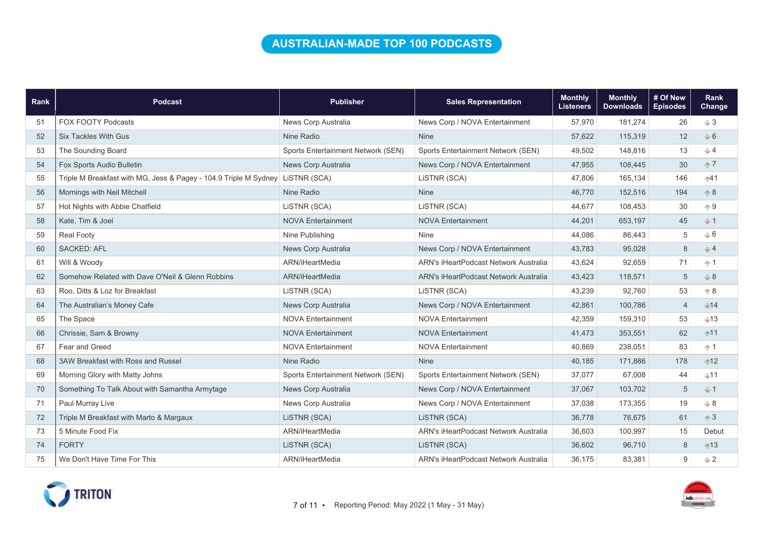# AUSTRALIAN-MADE TOP 100 PODCASTS

| Rank | Podcast | Publisher | Sales Representation | Monthly Listeners | Monthly Downloads | # Of New Episodes | Rank Change |
|---|---|---|---|---|---|---|---|
| 51 | FOX FOOTY Podcasts | News Corp Australia | News Corp / NOVA Entertainment | 57,970 | 181,274 | 26 | ↓3 |
| 52 | Six Tackles With Gus | Nine Radio | Nine | 57,622 | 115,319 | 12 | ↓6 |
| 53 | The Sounding Board | Sports Entertainment Network (SEN) | Sports Entertainment Network (SEN) | 49,502 | 148,816 | 13 | ↓4 |
| 54 | Fox Sports Audio Bulletin | News Corp Australia | News Corp / NOVA Entertainment | 47,955 | 108,445 | 30 | ↑7 |
| 55 | Triple M Breakfast with MG, Jess & Pagey - 104.9 Triple M Sydney | LiSTNR (SCA) | LiSTNR (SCA) | 47,806 | 165,134 | 146 | ↑41 |
| 56 | Mornings with Neil Mitchell | Nine Radio | Nine | 46,770 | 152,516 | 194 | ↑8 |
| 57 | Hot Nights with Abbie Chatfield | LiSTNR (SCA) | LiSTNR (SCA) | 44,677 | 108,453 | 30 | ↑9 |
| 58 | Kate, Tim & Joel | NOVA Entertainment | NOVA Entertainment | 44,201 | 653,197 | 45 | ↓1 |
| 59 | Real Footy | Nine Publishing | Nine | 44,086 | 86,443 | 5 | ↓6 |
| 60 | SACKED: AFL | News Corp Australia | News Corp / NOVA Entertainment | 43,783 | 95,028 | 8 | ↓4 |
| 61 | Will & Woody | ARN/iHeartMedia | ARN's iHeartPodcast Network Australia | 43,624 | 92,659 | 71 | ↑1 |
| 62 | Somehow Related with Dave O'Neil & Glenn Robbins | ARN/iHeartMedia | ARN's iHeartPodcast Network Australia | 43,423 | 118,571 | 5 | ↓8 |
| 63 | Roo, Ditts & Loz for Breakfast | LiSTNR (SCA) | LiSTNR (SCA) | 43,239 | 92,760 | 53 | ↑8 |
| 64 | The Australian's Money Cafe | News Corp Australia | News Corp / NOVA Entertainment | 42,861 | 100,786 | 4 | ↓14 |
| 65 | The Space | NOVA Entertainment | NOVA Entertainment | 42,359 | 159,310 | 53 | ↓13 |
| 66 | Chrissie, Sam & Browny | NOVA Entertainment | NOVA Entertainment | 41,473 | 353,551 | 62 | ↑11 |
| 67 | Fear and Greed | NOVA Entertainment | NOVA Entertainment | 40,869 | 238,051 | 83 | ↑1 |
| 68 | 3AW Breakfast with Ross and Russel | Nine Radio | Nine | 40,185 | 171,886 | 178 | ↑12 |
| 69 | Morning Glory with Matty Johns | Sports Entertainment Network (SEN) | Sports Entertainment Network (SEN) | 37,077 | 67,008 | 44 | ↓11 |
| 70 | Something To Talk About with Samantha Armytage | News Corp Australia | News Corp / NOVA Entertainment | 37,067 | 103,702 | 5 | ↓1 |
| 71 | Paul Murray Live | News Corp Australia | News Corp / NOVA Entertainment | 37,038 | 173,355 | 19 | ↓8 |
| 72 | Triple M Breakfast with Marto & Margaux | LiSTNR (SCA) | LiSTNR (SCA) | 36,778 | 76,675 | 61 | ↑3 |
| 73 | 5 Minute Food Fix | ARN/iHeartMedia | ARN's iHeartPodcast Network Australia | 36,603 | 100,997 | 15 | Debut |
| 74 | FORTY | LiSTNR (SCA) | LiSTNR (SCA) | 36,602 | 96,710 | 8 | ↑13 |
| 75 | We Don't Have Time For This | ARN/iHeartMedia | ARN's iHeartPodcast Network Australia | 36,175 | 83,381 | 9 | ↓2 |

Reporting Period: May 2022 (1 May - 31 May)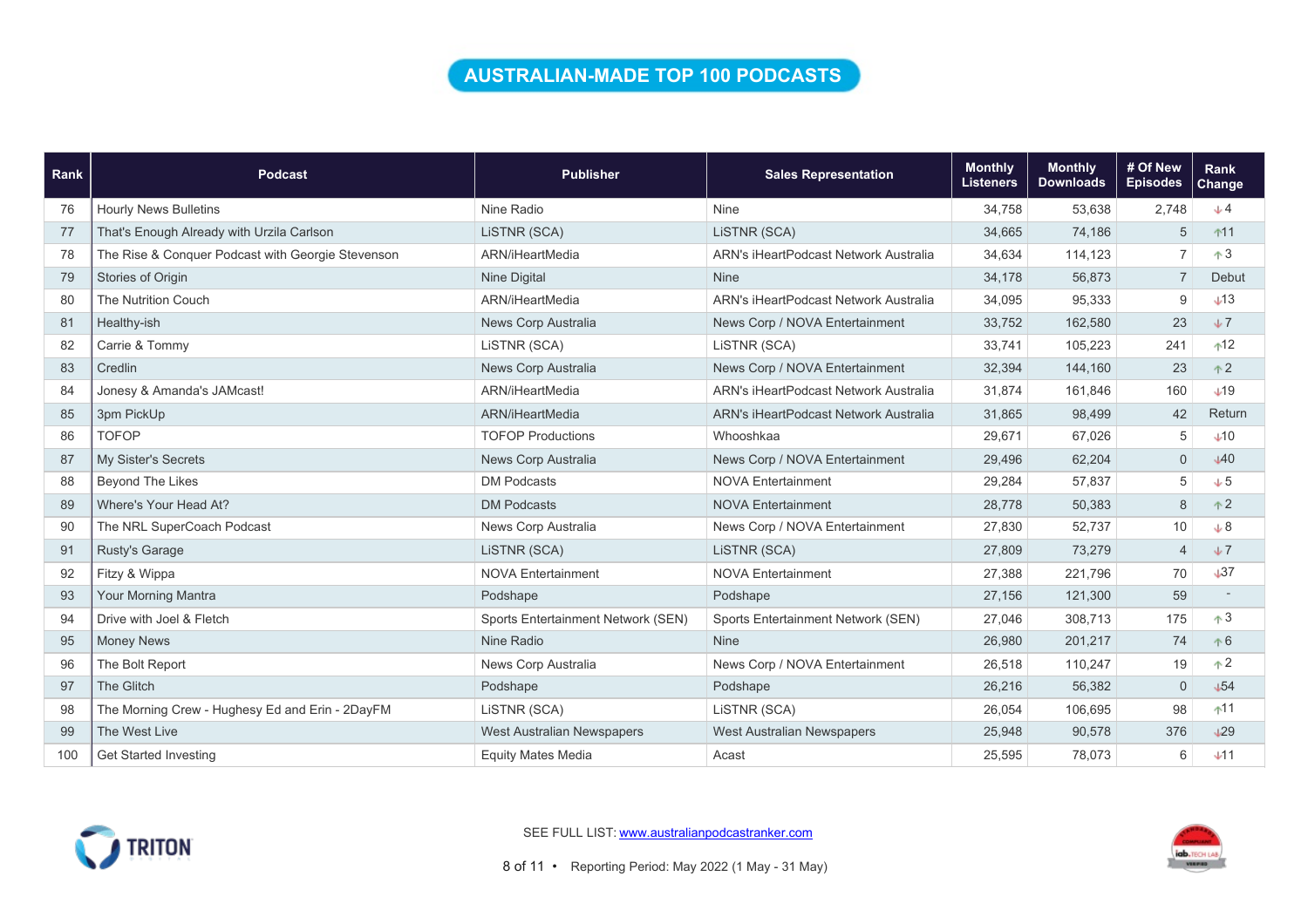# AUSTRALIAN-MADE TOP 100 PODCASTS

| Rank | Podcast | Publisher | Sales Representation | Monthly Listeners | Monthly Downloads | # Of New Episodes | Rank Change |
|---|---|---|---|---|---|---|---|
| 76 | Hourly News Bulletins | Nine Radio | Nine | 34,758 | 53,638 | 2,748 | ↓4 |
| 77 | That's Enough Already with Urzila Carlson | LiSTNR (SCA) | LiSTNR (SCA) | 34,665 | 74,186 | 5 | ↑11 |
| 78 | The Rise & Conquer Podcast with Georgie Stevenson | ARN/iHeartMedia | ARN's iHeartPodcast Network Australia | 34,634 | 114,123 | 7 | ↑3 |
| 79 | Stories of Origin | Nine Digital | Nine | 34,178 | 56,873 | 7 | Debut |
| 80 | The Nutrition Couch | ARN/iHeartMedia | ARN's iHeartPodcast Network Australia | 34,095 | 95,333 | 9 | ↓13 |
| 81 | Healthy-ish | News Corp Australia | News Corp / NOVA Entertainment | 33,752 | 162,580 | 23 | ↓7 |
| 82 | Carrie & Tommy | LiSTNR (SCA) | LiSTNR (SCA) | 33,741 | 105,223 | 241 | ↑12 |
| 83 | Credlin | News Corp Australia | News Corp / NOVA Entertainment | 32,394 | 144,160 | 23 | ↑2 |
| 84 | Jonesy & Amanda's JAMcast! | ARN/iHeartMedia | ARN's iHeartPodcast Network Australia | 31,874 | 161,846 | 160 | ↓19 |
| 85 | 3pm PickUp | ARN/iHeartMedia | ARN's iHeartPodcast Network Australia | 31,865 | 98,499 | 42 | Return |
| 86 | TOFOP | TOFOP Productions | Whooshkaa | 29,671 | 67,026 | 5 | ↓10 |
| 87 | My Sister's Secrets | News Corp Australia | News Corp / NOVA Entertainment | 29,496 | 62,204 | 0 | ↓40 |
| 88 | Beyond The Likes | DM Podcasts | NOVA Entertainment | 29,284 | 57,837 | 5 | ↓5 |
| 89 | Where's Your Head At? | DM Podcasts | NOVA Entertainment | 28,778 | 50,383 | 8 | ↑2 |
| 90 | The NRL SuperCoach Podcast | News Corp Australia | News Corp / NOVA Entertainment | 27,830 | 52,737 | 10 | ↓8 |
| 91 | Rusty's Garage | LiSTNR (SCA) | LiSTNR (SCA) | 27,809 | 73,279 | 4 | ↓7 |
| 92 | Fitzy & Wippa | NOVA Entertainment | NOVA Entertainment | 27,388 | 221,796 | 70 | ↓37 |
| 93 | Your Morning Mantra | Podshape | Podshape | 27,156 | 121,300 | 59 | - |
| 94 | Drive with Joel & Fletch | Sports Entertainment Network (SEN) | Sports Entertainment Network (SEN) | 27,046 | 308,713 | 175 | ↑3 |
| 95 | Money News | Nine Radio | Nine | 26,980 | 201,217 | 74 | ↑6 |
| 96 | The Bolt Report | News Corp Australia | News Corp / NOVA Entertainment | 26,518 | 110,247 | 19 | ↑2 |
| 97 | The Glitch | Podshape | Podshape | 26,216 | 56,382 | 0 | ↓54 |
| 98 | The Morning Crew - Hughesy Ed and Erin - 2DayFM | LiSTNR (SCA) | LiSTNR (SCA) | 26,054 | 106,695 | 98 | ↑11 |
| 99 | The West Live | West Australian Newspapers | West Australian Newspapers | 25,948 | 90,578 | 376 | ↓29 |
| 100 | Get Started Investing | Equity Mates Media | Acast | 25,595 | 78,073 | 6 | ↓11 |

SEE FULL LIST: www.australianpodcastranker.com

Reporting Period: May 2022 (1 May - 31 May)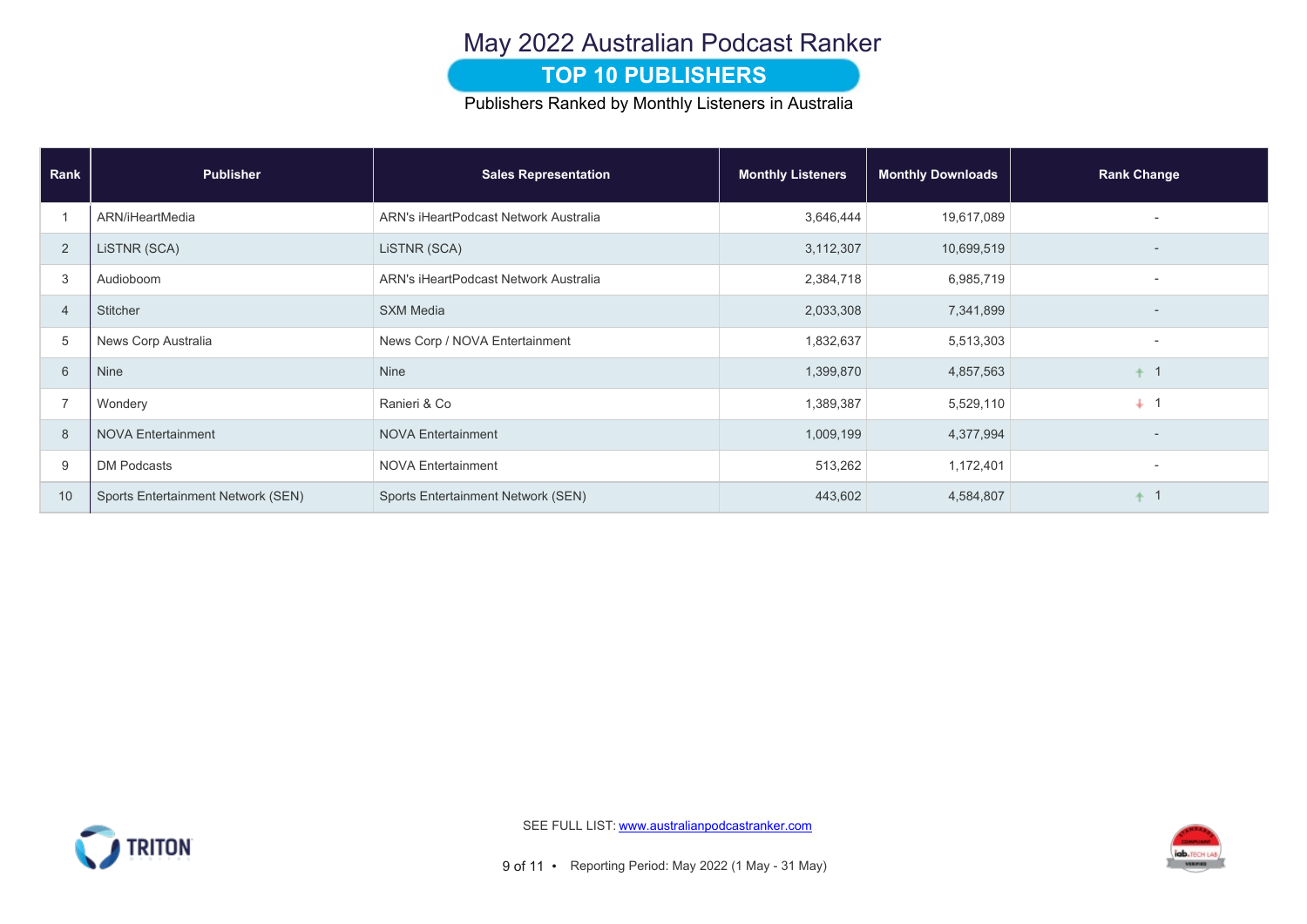# May 2022 Australian Podcast Ranker

## TOP 10 PUBLISHERS

Publishers Ranked by Monthly Listeners in Australia

| Rank | Publisher | Sales Representation | Monthly Listeners | Monthly Downloads | Rank Change |
|---|---|---|---|---|---|
| 1 | ARN/iHeartMedia | ARN's iHeartPodcast Network Australia | 3,646,444 | 19,617,089 | - |
| 2 | LiSTNR (SCA) | LiSTNR (SCA) | 3,112,307 | 10,699,519 | - |
| 3 | Audioboom | ARN's iHeartPodcast Network Australia | 2,384,718 | 6,985,719 | - |
| 4 | Stitcher | SXM Media | 2,033,308 | 7,341,899 | - |
| 5 | News Corp Australia | News Corp / NOVA Entertainment | 1,832,637 | 5,513,303 | - |
| 6 | Nine | Nine | 1,399,870 | 4,857,563 | ↑ 1 |
| 7 | Wondery | Ranieri & Co | 1,389,387 | 5,529,110 | ↓ 1 |
| 8 | NOVA Entertainment | NOVA Entertainment | 1,009,199 | 4,377,994 | - |
| 9 | DM Podcasts | NOVA Entertainment | 513,262 | 1,172,401 | - |
| 10 | Sports Entertainment Network (SEN) | Sports Entertainment Network (SEN) | 443,602 | 4,584,807 | ↑ 1 |

SEE FULL LIST: www.australianpodcastranker.com

Reporting Period: May 2022 (1 May - 31 May)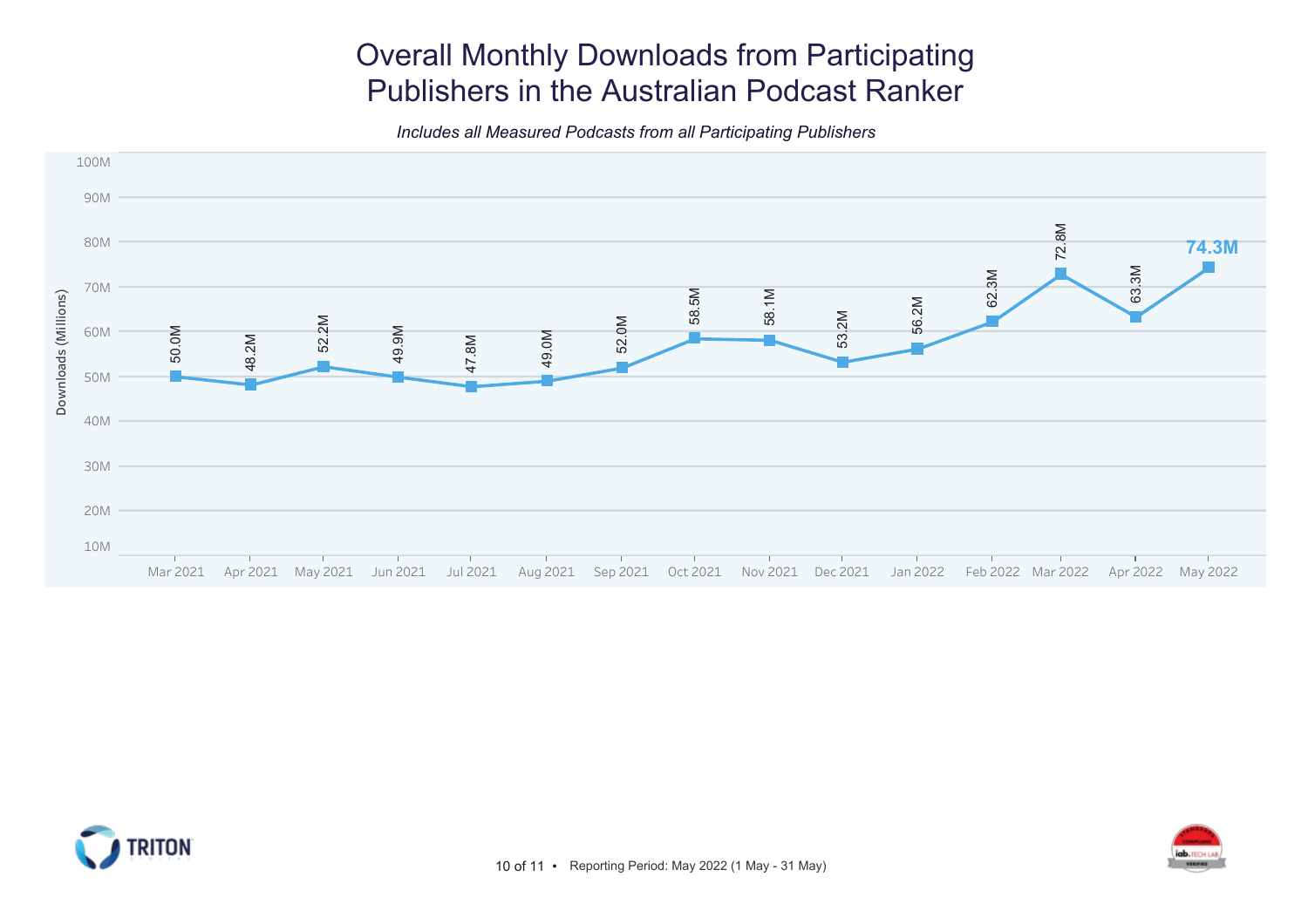# Overall Monthly Downloads from Participating Publishers in the Australian Podcast Ranker

*Includes all Measured Podcasts from all Participating Publishers*

| Month | Downloads (Millions) |
|---|---|
| Mar 2021 | 50.0M |
| Apr 2021 | 48.2M |
| May 2021 | 52.2M |
| Jun 2021 | 49.9M |
| Jul 2021 | 47.8M |
| Aug 2021 | 49.0M |
| Sep 2021 | 52.0M |
| Oct 2021 | 58.5M |
| Nov 2021 | 58.1M |
| Dec 2021 | 53.2M |
| Jan 2022 | 56.2M |
| Feb 2022 | 62.3M |
| Mar 2022 | 72.8M |
| Apr 2022 | 63.3M |
| May 2022 | **74.3M** |

Reporting Period: May 2022 (1 May - 31 May)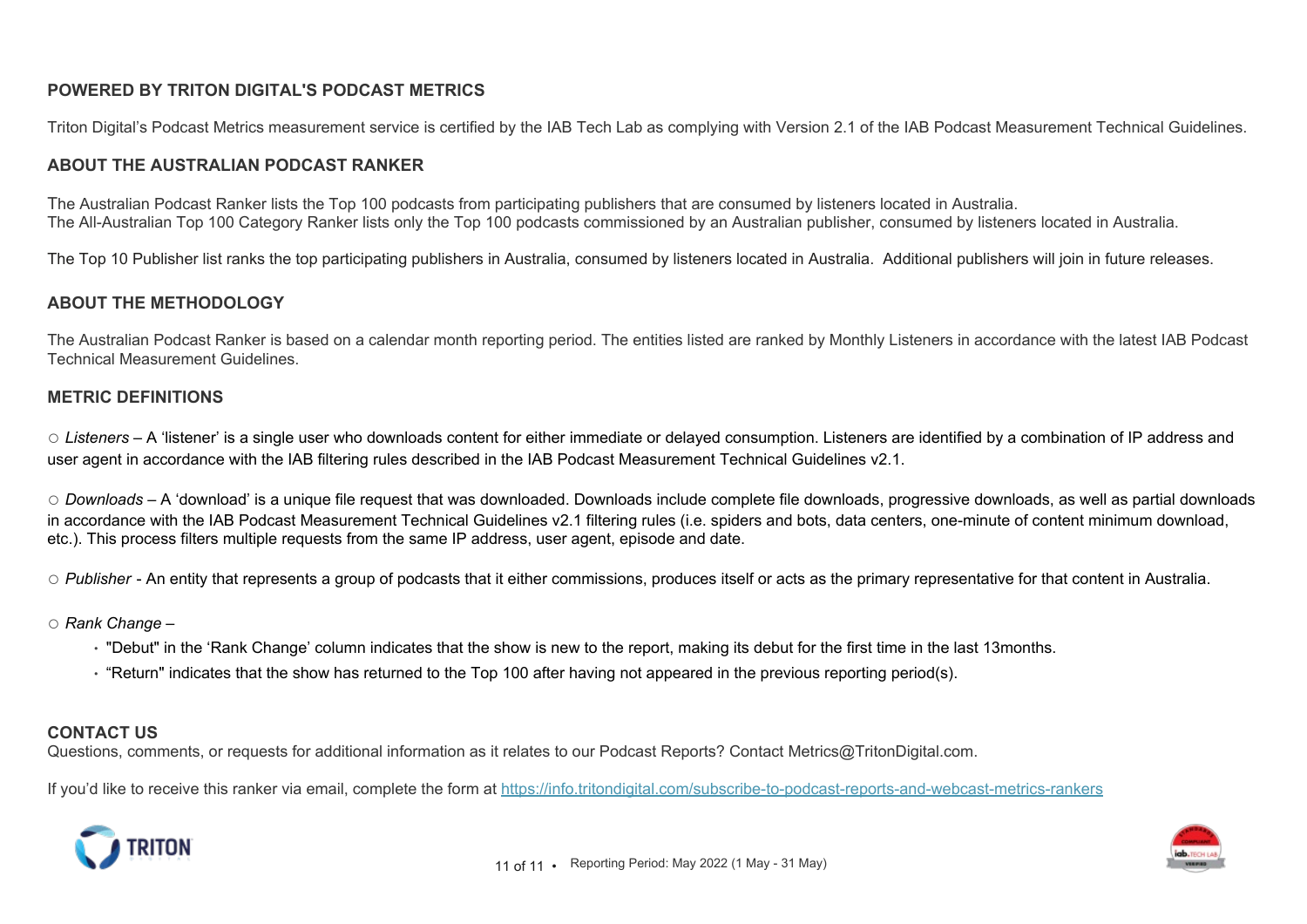## POWERED BY TRITON DIGITAL'S PODCAST METRICS

Triton Digital's Podcast Metrics measurement service is certified by the IAB Tech Lab as complying with Version 2.1 of the IAB Podcast Measurement Technical Guidelines.

## ABOUT THE AUSTRALIAN PODCAST RANKER

The Australian Podcast Ranker lists the Top 100 podcasts from participating publishers that are consumed by listeners located in Australia.
The All-Australian Top 100 Category Ranker lists only the Top 100 podcasts commissioned by an Australian publisher, consumed by listeners located in Australia.

The Top 10 Publisher list ranks the top participating publishers in Australia, consumed by listeners located in Australia. Additional publishers will join in future releases.

## ABOUT THE METHODOLOGY

The Australian Podcast Ranker is based on a calendar month reporting period. The entities listed are ranked by Monthly Listeners in accordance with the latest IAB Podcast Technical Measurement Guidelines.

## METRIC DEFINITIONS

○ *Listeners* – A 'listener' is a single user who downloads content for either immediate or delayed consumption. Listeners are identified by a combination of IP address and user agent in accordance with the IAB filtering rules described in the IAB Podcast Measurement Technical Guidelines v2.1.

○ *Downloads* – A 'download' is a unique file request that was downloaded. Downloads include complete file downloads, progressive downloads, as well as partial downloads in accordance with the IAB Podcast Measurement Technical Guidelines v2.1 filtering rules (i.e. spiders and bots, data centers, one-minute of content minimum download, etc.). This process filters multiple requests from the same IP address, user agent, episode and date.

○ *Publisher* - An entity that represents a group of podcasts that it either commissions, produces itself or acts as the primary representative for that content in Australia.

○ *Rank Change* –

- "Debut" in the 'Rank Change' column indicates that the show is new to the report, making its debut for the first time in the last 13months.
- "Return" indicates that the show has returned to the Top 100 after having not appeared in the previous reporting period(s).

## CONTACT US

Questions, comments, or requests for additional information as it relates to our Podcast Reports? Contact Metrics@TritonDigital.com.

If you'd like to receive this ranker via email, complete the form at [https://info.tritondigital.com/subscribe-to-podcast-reports-and-webcast-metrics-rankers](https://info.tritondigital.com/subscribe-to-podcast-reports-and-webcast-metrics-rankers)

Reporting Period: May 2022 (1 May - 31 May)